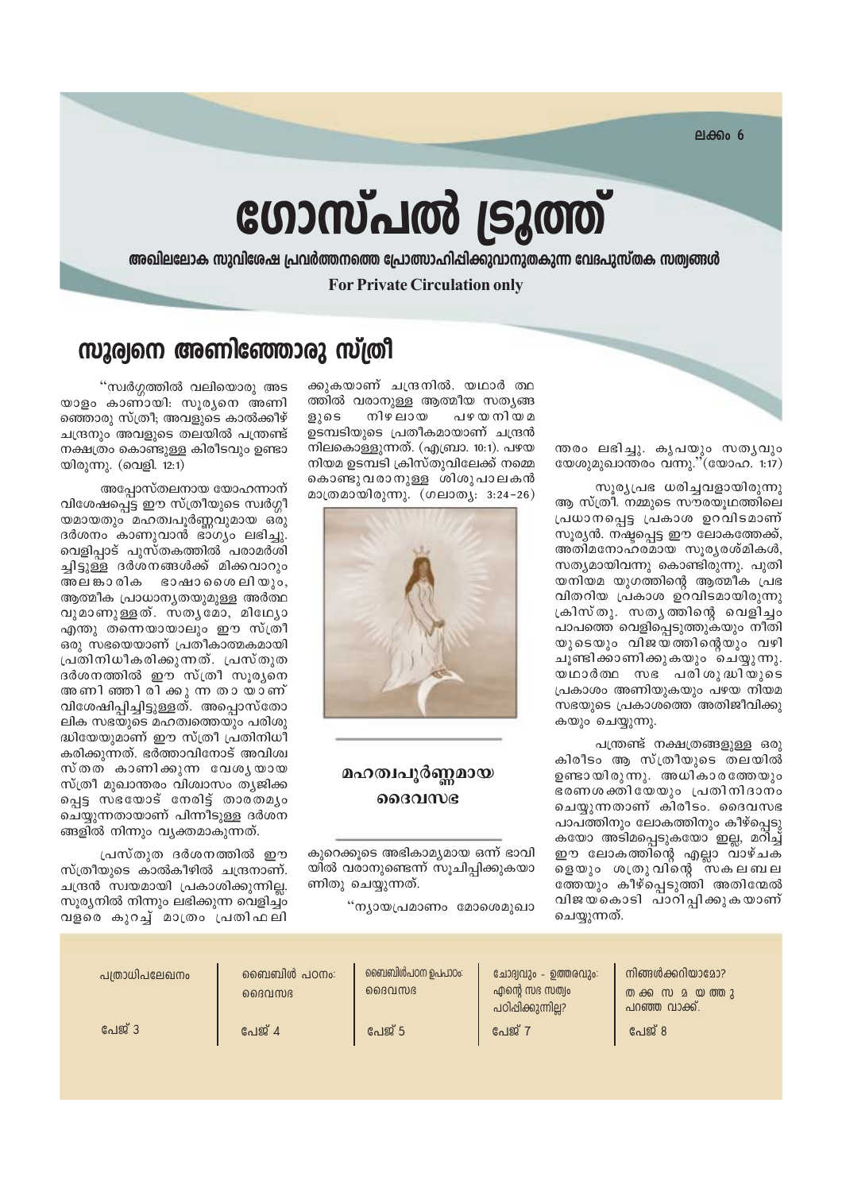ലക്കം 6

# ഗോസ്പൽ ട്രൂത്ത്

**അഖിലലോക സുവിശേഷ പ്രവർത്തനത്തെ പ്രോത്സാഹിപ്പിക്കുവാനുതകുന്ന വേദപുസ്തക സത്യങ്ങൾ**

**For Private Circulation only**

## സൂര്യനെ അണിഞ്ഞോരു സ്ത്രീ

"സ്വർഗ്ഗത്തിൽ വലിയൊരു അടയാളം കാണായി: സൂര്യനെ അണിഞ്ഞോരു സ്ത്രീ; അവളുടെ കാൽക്കീഴ് ചന്ദ്രനും അവളുടെ തലയിൽ പന്ത്രണ്ട് നക്ഷത്രം കൊണ്ടുള്ള കിരീടവും ഉണ്ടായിരുന്നു. (വെളി. 12:1)

അപ്പോസ്തലനായ യോഹന്നാന് വിശേഷപ്പെട്ട ഈ സ്ത്രീയുടെ സ്വർഗ്ഗീയമായതും മഹത്വപൂർണ്ണവുമായ ഒരു ദർശനം കാണുവാൻ ഭാഗ്യം ലഭിച്ചു. വെളിപ്പാട് പുസ്തകത്തിൽ പരാമർശിച്ചിട്ടുള്ള ദർശനങ്ങൾക്ക് മിക്കവാറും അലങ്കാരിക ഭാഷാശൈലിയും, ആത്മീക പ്രാധാന്യതയുമുള്ള അർത്ഥവുമാണുള്ളത്. സത്യമോ, മിഥ്യോ എന്തു തന്നെയായാലും ഈ സ്ത്രീ ഒരു സഭയെയാണ് പ്രതീകാത്മകമായി പ്രതിനിധീകരിക്കുന്നത്. പ്രസ്തുത ദർശനത്തിൽ ഈ സ്ത്രീ സൂര്യനെ അണിഞ്ഞിരിക്കുന്നതായാണ് വിശേഷിപ്പിച്ചിട്ടുള്ളത്. അപ്പൊസ്തോലിക സഭയുടെ മഹത്വത്തെയും പരിശുദ്ധിയേയുമാണ് ഈ സ്ത്രീ പ്രതിനിധീകരിക്കുന്നത്. ഭർത്താവിനോട് അവിശ്വസ്തത കാണിക്കുന്ന വേശ്യയായ സ്ത്രീ മുഖാന്തരം വിശ്വാസം ത്യജിക്കപ്പെട്ട സഭയോട് നേരിട്ട് താരതമ്യം ചെയ്യുന്നതായാണ് പിന്നീടുള്ള ദർശനങ്ങളിൽ നിന്നും വ്യക്തമാകുന്നത്.

പ്രസ്തുത ദർശനത്തിൽ ഈ സ്ത്രീയുടെ കാൽകീഴിൽ ചന്ദ്രനാണ്. ചന്ദ്രൻ സ്വയമായി പ്രകാശിക്കുന്നില്ല. സൂര്യനിൽ നിന്നും ലഭിക്കുന്ന വെളിച്ചം വളരെ കുറച്ച് മാത്രം പ്രതിഫലിക്കുകയാണ് ചന്ദ്രനിൽ. യഥാർത്ഥത്തിൽ വരാനുള്ള ആത്മീയ സത്യങ്ങളുടെ നിഴലായ പഴയനിയമ ഉടമ്പടിയുടെ പ്രതീകമായാണ് ചന്ദ്രൻ നിലകൊള്ളുന്നത്. (എബ്രാ. 10:1). പഴയനിയമ ഉടമ്പടി ക്രിസ്തുവിലേക്ക് നമ്മെ കൊണ്ടുവരാനുള്ള ശിശുപാലകൻ മാത്രമായിരുന്നു. (ഗലാത്യ: 3:24-26)

### മഹത്വപൂർണ്ണമായ ദൈവസഭ

കുറെക്കൂടെ അഭികാമ്യമായ ഒന്ന് ഭാവിയിൽ വരാനുണ്ടെന്ന് സൂചിപ്പിക്കുകയാണിതു ചെയ്യുന്നത്.

"ന്യായപ്രമാണം മോശെമുഖാന്തരം ലഭിച്ചു. കൃപയും സത്യവും യേശുമുഖാന്തരം വന്നു." (യോഹ. 1:17)

സൂര്യപ്രഭ ധരിച്ചവളായിരുന്നു ആ സ്ത്രീ. നമ്മുടെ സൗരയൂഥത്തിലെ പ്രധാനപ്പെട്ട പ്രകാശ ഉറവിടമാണ് സൂര്യൻ. നഷ്ടപ്പെട്ട ഈ ലോകത്തേക്ക്, അതിമനോഹരമായ സൂര്യരശ്മികൾ, സത്യമായിവന്നു കൊണ്ടിരുന്നു. പുതിയനിയമ യുഗത്തിന്റെ ആത്മീക പ്രഭ വിതറിയ പ്രകാശ ഉറവിടമായിരുന്നു ക്രിസ്തു. സത്യത്തിന്റെ വെളിച്ചം പാപത്തെ വെളിപ്പെടുത്തുകയും നീതിയുടെയും വിജയത്തിന്റെയും വഴി ചൂണ്ടിക്കാണിക്കുകയും ചെയ്യുന്നു. യഥാർത്ഥ സഭ പരിശുദ്ധിയുടെ പ്രകാശം അണിയുകയും പഴയ നിയമ സഭയുടെ പ്രകാശത്തെ അതിജീവിക്കുകയും ചെയ്യുന്നു.

പന്ത്രണ്ട് നക്ഷത്രങ്ങളുള്ള ഒരു കിരീടം ആ സ്ത്രീയുടെ തലയിൽ ഉണ്ടായിരുന്നു. അധികാരത്തേയും ഭരണശക്തിയേയും പ്രതിനിദാനം ചെയ്യുന്നതാണ് കിരീടം. ദൈവസഭ പാപത്തിനും ലോകത്തിനും കീഴ്പ്പെടുകയോ അടിമപ്പെടുകയോ ഇല്ല, മറിച്ച് ഈ ലോകത്തിന്റെ എല്ലാ വാഴ്ചകളെയും ശത്രുവിന്റെ സകലബലത്തേയും കീഴ്പ്പെടുത്തി അതിന്മേൽ വിജയകൊടി പാറിപ്പിക്കുകയാണ് ചെയ്യുന്നത്.

| പത്രാധിപലേഖനം | ബൈബിൾ പഠനം: ദൈവസഭ | ബൈബിൾപഠന ഉപപാഠം: ദൈവസഭ | ചോദ്യവും - ഉത്തരവും: എന്റെ സഭ സത്യം പഠിപ്പിക്കുന്നില്ല? | നിങ്ങൾക്കറിയാമോ? തക്കസമയത്തു പറഞ്ഞ വാക്ക്. |
|---|---|---|---|---|
| പേജ് 3 | പേജ് 4 | പേജ് 5 | പേജ് 7 | പേജ് 8 |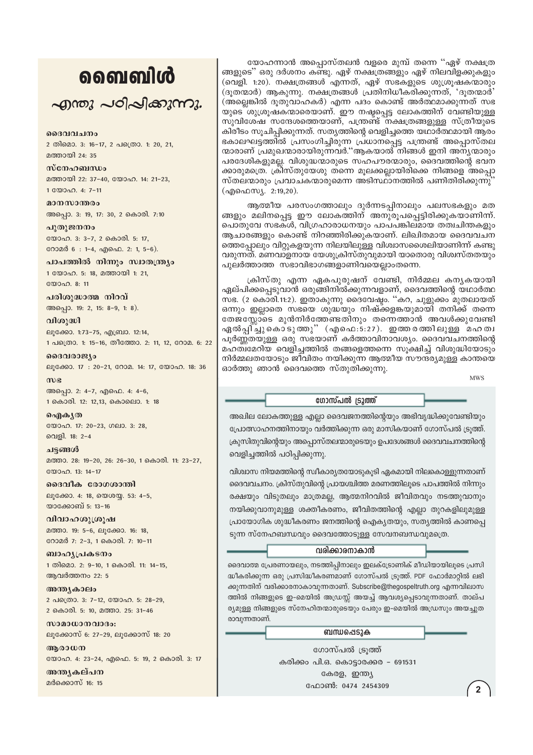# ബൈബിൾ

## എന്തു പഠിപ്പിക്കുന്നു.

**ദൈവവചനം**
2 തിമൊ. 3: 16-17, 2 പത്രൊ. 1: 20, 21, മത്തായി 24: 35

**സ്നേഹബന്ധം**
മത്തായി 22: 37-40, യോഹ. 14: 21-23, 1 യോഹ. 4: 7-11

**മാനസാന്തരം**
അപ്പൊ. 3: 19, 17: 30, 2 കൊരി. 7:10

**പുതുജനനം**
യോഹ. 3: 3-7, 2 കൊരി. 5: 17, റോമർ 6 : 1-4, എഫെ. 2: 1, 5-6).

**പാപത്തിൽ നിന്നും സ്വാതന്ത്ര്യം**
1 യോഹ. 5: 18, മത്തായി 1: 21, യോഹ. 8: 11

**പരിശുദ്ധാത്മ നിറവ്**
അപ്പൊ. 19: 2, 15: 8-9, 1: 8).

**വിശുദ്ധി**
ലൂക്കോ. 1:73-75, എബ്രാ. 12:14, 1 പത്രൊ. 1: 15-16, തീത്തോ. 2: 11, 12, റോമ. 6: 22

**ദൈവരാജ്യം**
ലൂക്കോ. 17 : 20-21, റോമ. 14: 17, യോഹ. 18: 36

**സഭ**
അപ്പൊ. 2: 4-7, എഫെ. 4: 4-6, 1 കൊരി. 12: 12,13, കൊലൊ. 1: 18

**ഐക്യത**
യോഹ. 17: 20-23, ഗലാ. 3: 28, വെളി. 18: 2-4

**ചട്ടങ്ങൾ**
മത്താ. 28: 19-20, 26: 26-30, 1 കൊരി. 11: 23-27, യോഹ. 13: 14-17

**ദൈവീക രോഗശാന്തി**
ലൂക്കോ. 4: 18, യെശയ്യ. 53: 4-5, യാക്കോബ് 5: 13-16

**വിവാഹശുശ്രൂഷ**
മത്താ. 19: 5-6, ലൂക്കോ. 16: 18, റോമർ 7: 2-3, 1 കൊരി. 7: 10-11

**ബാഹ്യപ്രകടനം**
1 തിമൊ. 2: 9-10, 1 കൊരി. 11: 14-15, ആവർത്തനം 22: 5

**അന്ത്യകാലം**
2 പത്രൊ. 3: 7-12, യോഹ. 5: 28-29, 2 കൊരി. 5: 10, മത്താ. 25: 31-46

**സാമാധാനവാദം:**
ലൂക്കോസ് 6: 27-29, ലൂക്കോസ് 18: 20

**ആരാധന**
യോഹ. 4: 23-24, എഫെ. 5: 19, 2 കൊരി. 3: 17

**അന്ത്യകല്പന**
മർക്കൊസ് 16: 15

യോഹന്നാൻ അപ്പൊസ്തലൻ വളരെ മുമ്പ് തന്നെ "ഏഴ് നക്ഷത്രങ്ങളുടെ" ഒരു ദർശനം കണ്ടു. ഏഴ് നക്ഷത്രങ്ങളും ഏഴ് നിലവിളക്കുകളും (വെളി. 1:20). നക്ഷത്രങ്ങൾ എന്നത്, ഏഴ് സഭകളുടെ ശുശ്രൂഷകന്മാരും (ദൂതന്മാർ) ആകുന്നു. നക്ഷത്രങ്ങൾ പ്രതിനിധീകരിക്കുന്നത്, 'ദൂതന്മാർ' (അല്ലെങ്കിൽ ദൂതുവാഹകർ) എന്ന പദം കൊണ്ട് അർത്ഥമാക്കുന്നത് സഭയുടെ ശുശ്രൂഷകന്മാരെയാണ്. ഈ നഷ്ടപ്പെട്ട ലോകത്തിന് വേണ്ടിയുള്ള സുവിശേഷ സന്ദേശത്തെയാണ്, പന്ത്രണ്ട് നക്ഷത്രങ്ങളുള്ള സ്ത്രീയുടെ കിരീടം സൂചിപ്പിക്കുന്നത്. സത്യത്തിന്റെ വെളിച്ചത്തെ യഥാർത്ഥമായി ആരംഭകാലഘട്ടത്തിൽ പ്രസംഗിച്ചിരുന്ന പ്രധാനപ്പെട്ട പന്ത്രണ്ട് അപ്പൊസ്തലന്മാരാണ് പ്രമുഖന്മാരായിരുന്നവർ."ആകയാൽ നിങ്ങൾ ഇനി അന്യന്മാരും പരദേശികളുമല്ല. വിശുദ്ധന്മാരുടെ സഹപൗരന്മാരും, ദൈവത്തിന്റെ ഭവനക്കാരുമത്രെ. ക്രിസ്തുയേശു തന്നെ മൂലക്കല്ലായിരിക്കെ നിങ്ങളെ അപ്പൊസ്തലന്മാരും പ്രവാചകന്മാരുമെന്ന അടിസ്ഥാനത്തിൽ പണിതിരിക്കുന്നു" (എഫെസ്യ. 2:19,20).

ആത്മീയ പരസംഗത്താലും ദുർന്നടപ്പിനാലും പലസഭകളും മതങ്ങളും മലിനപ്പെട്ട ഈ ലോകത്തിന് അനുരൂപപ്പെട്ടിരിക്കുകയാണിന്ന്. പൊതുവേ സഭകൾ, വിഗ്രഹാരാധനയും പാപപങ്കിലമായ തത്വചിന്തകളും ആചാരങ്ങളും കൊണ്ട് നിറഞ്ഞിരിക്കുകയാണ്. ലിഖിതമായ ദൈവവചനത്തെപ്പോലും വിറ്റുകളയുന്ന നിലയിലുള്ള വിശ്വാസശൈലിയാണിന്ന് കണ്ടുവരുന്നത്. മണവാളനായ യേശുക്രിസ്തുവുമായി യാതൊരു വിശ്വസ്തതയും പുലർത്താത്ത സഭാവിഭാഗങ്ങളാണിവയെല്ലാംതന്നെ.

ക്രിസ്തു എന്ന ഏകപുരുഷന് വേണ്ടി, നിർമ്മല കന്യകയായി ഏല്പിക്കപ്പെടുവാൻ ഒരുങ്ങിനില്ക്കുന്നവളാണ്, ദൈവത്തിന്റെ യഥാർത്ഥ സഭ. (2 കൊരി.11:2). ഇതാകുന്നു ദൈവേഷ്ടം. "കറ, ചുളുക്കം മുതലായത് ഒന്നും ഇല്ലാതെ സഭയെ ശുദ്ധയും നിഷ്കളങ്കയുമായി തനിക്ക് തന്നെ തേജസ്സോടെ മുൻനിർത്തേണ്ടതിനും തന്നെത്താൻ അവൾക്കുവേണ്ടി ഏൽപ്പിച്ചുകൊടുത്തു" (എഫെ:5:27). ഇത്തരത്തിലുള്ള മഹത്വപൂർണ്ണതയുള്ള ഒരു സഭയാണ് കർത്താവിനാവശ്യം. ദൈവവചനത്തിന്റെ മഹത്വമേറിയ വെളിച്ചത്തിൽ തങ്ങളെത്തന്നെ സൂക്ഷിച്ച് വിശുദ്ധിയോടും നിർമ്മലതയോടും ജീവിതം നയിക്കുന്ന ആത്മീയ സൗന്ദര്യമുള്ള കാന്തയെ ഓർത്തു ഞാൻ ദൈവത്തെ സ്തുതിക്കുന്നു.

MWS

### ഗോസ്പൽ ട്രൂത്ത്

അഖില ലോകത്തുള്ള എല്ലാ ദൈവജനത്തിന്റെയും അഭിവൃദ്ധിക്കുവേണ്ടിയും പ്രോത്സാഹനത്തിനായും വർത്തിക്കുന്ന ഒരു മാസികയാണ് ഗോസ്പൽ ട്രൂത്ത്. ക്രൂസിതുവിന്റെയും അപ്പൊസ്തലന്മാരുടെയും ഉപദേശങ്ങൾ ദൈവവചനത്തിന്റെ വെളിച്ചത്തിൽ പഠിപ്പിക്കുന്നു.

വിശ്വാസ നിയമത്തിന്റെ സ്വീകാര്യതയോടുകൂടി ഏകമായി നിലകൊള്ളുന്നതാണ് ദൈവവചനം. ക്രിസ്തുവിന്റെ പ്രായശ്ചിത്ത മരണത്തിലൂടെ പാപത്തിൽ നിന്നും രക്ഷയും വിടുതലും മാത്രമല്ല, ആത്മനിറവിൽ ജീവിതവും നടത്തുവാനും നയിക്കുവാനുമുള്ള ശക്തീകരണം, ജീവിതത്തിന്റെ എല്ലാ തുറകളിലുമുള്ള പ്രായോഗിക ശുദ്ധീകരണം ജനത്തിന്റെ ഐക്യതയും, സത്യത്തിൽ കാണപ്പെടുന്ന സ്നേഹബന്ധവും ദൈവത്തോടുള്ള സേവനബന്ധവുമത്രെ.

### വരിക്കാരനാകാൻ

ദൈവാത്മ പ്രേരണായാലും, നടത്തിപ്പിനാലും ഇലക്ട്രോണിക് മീഡിയായിലൂടെ പ്രസിദ്ധീകരിക്കുന്ന ഒരു പ്രസിദ്ധീകരണമാണ് ഗോസ്പൽ ട്രൂത്ത്. PDF ഫോർമാറ്റിൽ ലഭിക്കുന്നതിന് വരിക്കാരനാകാവുന്നതാണ്. Subscribe@thegospeltruth.org എന്നവിലാസത്തിൽ നിങ്ങളുടെ ഇ-മെയിൽ അഡ്രസ്സ് അയച്ച് ആവശ്യപ്പെടാവുന്നതാണ്. താല്പര്യമുള്ള നിങ്ങളുടെ സ്നേഹിതന്മാരുടെയും പേരും ഇ-മെയിൽ അഡ്രസും അയച്ചുതരാവുന്നതാണ്.

### ബന്ധപ്പെടുക

ഗോസ്പൽ ട്രൂത്ത്
കരിക്കം പി.ഒ. കൊട്ടാരക്കര - 691531
കേരള, ഇന്ത്യ
ഫോൺ: 0474 2454309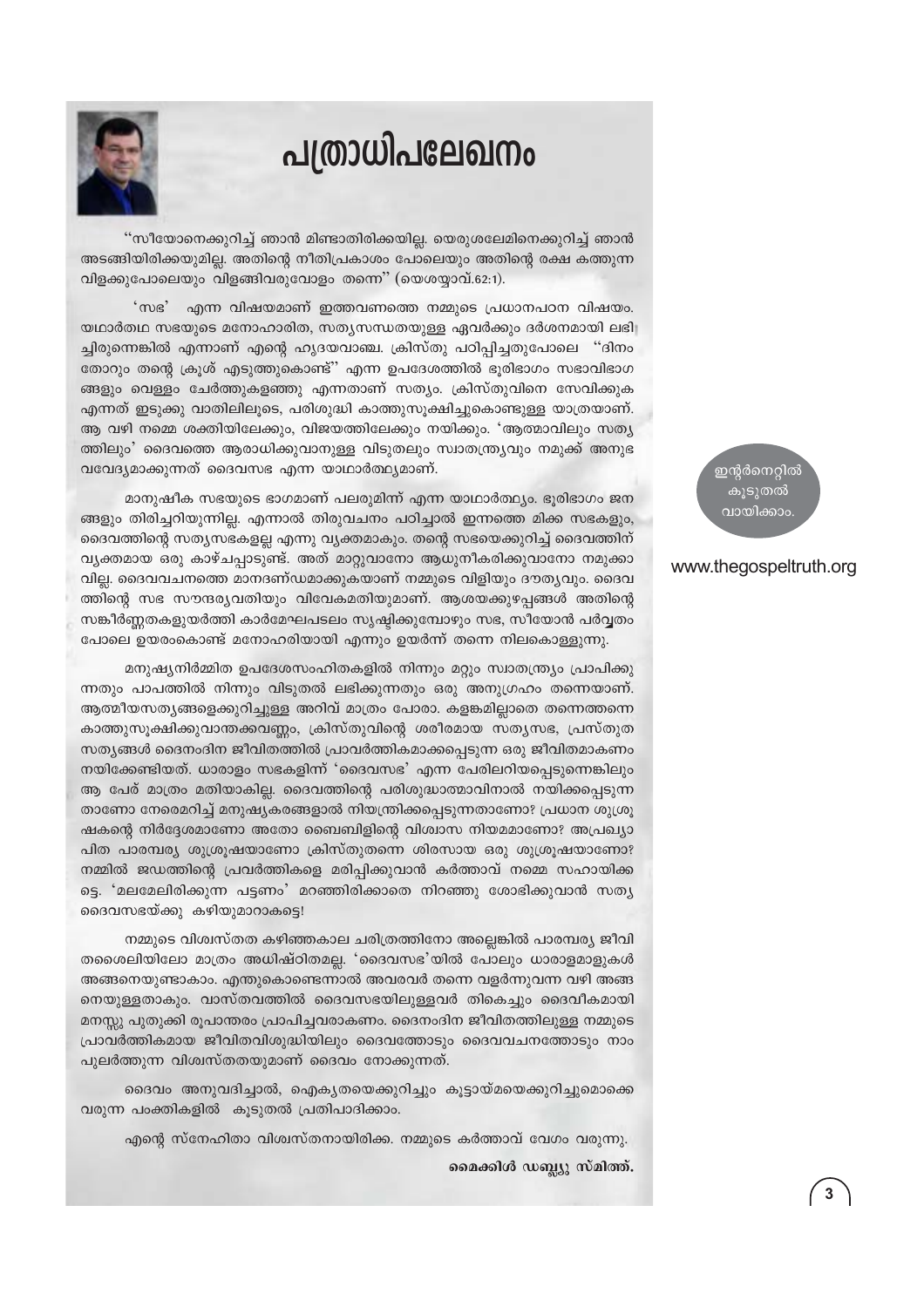# പത്രാധിപലേഖനം

''സീയോനെക്കുറിച്ച് ഞാൻ മിണ്ടാതിരിക്കയില്ല. യെരുശലേമിനെക്കുറിച്ച് ഞാൻ അടങ്ങിയിരിക്കയുമില്ല. അതിന്റെ നീതിപ്രകാശം പോലെയും അതിന്റെ രക്ഷ കത്തുന്ന വിളക്കുപോലെയും വിളങ്ങിവരുവോളം തന്നെ'' (യെശയ്യാവ്.62:1).

'സഭ' എന്ന വിഷയമാണ് ഇത്തവണത്തെ നമ്മുടെ പ്രധാനപഠന വിഷയം. യഥാർത്ഥ സഭയുടെ മനോഹാരിത, സത്യസന്ധതയുള്ള ഏവർക്കും ദർശനമായി ലഭിച്ചിരുന്നെങ്കിൽ എന്നാണ് എന്റെ ഹൃദയവാഞ്ഛ. ക്രിസ്തു പഠിപ്പിച്ചതുപോലെ ''ദിനംതോറും തന്റെ ക്രൂശ് എടുത്തുകൊണ്ട്'' എന്ന ഉപദേശത്തിൽ ഭൂരിഭാഗം സഭാവിഭാഗങ്ങളും വെള്ളം ചേർത്തുകളഞ്ഞു എന്നതാണ് സത്യം. ക്രിസ്തുവിനെ സേവിക്കുക എന്നത് ഇടുക്കു വാതിലിലൂടെ, പരിശുദ്ധി കാത്തുസൂക്ഷിച്ചുകൊണ്ടുള്ള യാത്രയാണ്. ആ വഴി നമ്മെ ശക്തിയിലേക്കും, വിജയത്തിലേക്കും നയിക്കും. 'ആത്മാവിലും സത്യത്തിലും' ദൈവത്തെ ആരാധിക്കുവാനുള്ള വിടുതലും സ്വാതന്ത്ര്യവും നമുക്ക് അനുഭവവേദ്യമാക്കുന്നത് ദൈവസഭ എന്ന യാഥാർത്ഥ്യമാണ്.

മാനുഷീക സഭയുടെ ഭാഗമാണ് പലരുമിന്ന് എന്ന യാഥാർത്ഥ്യം. ഭൂരിഭാഗം ജനങ്ങളും തിരിച്ചറിയുന്നില്ല. എന്നാൽ തിരുവചനം പഠിച്ചാൽ ഇന്നത്തെ മിക്ക സഭകളും, ദൈവത്തിന്റെ സത്യസഭകളല്ല എന്നു വ്യക്തമാകും. തന്റെ സഭയെക്കുറിച്ച് ദൈവത്തിന് വ്യക്തമായ ഒരു കാഴ്ചപ്പാടുണ്ട്. അത് മാറ്റുവാനോ ആധുനീകരിക്കുവാനോ നമുക്കാവില്ല. ദൈവവചനത്തെ മാനദണ്ഡമാക്കുകയാണ് നമ്മുടെ വിളിയും ദൗത്യവും. ദൈവത്തിന്റെ സഭ സൗന്ദര്യവതിയും വിവേകമതിയുമാണ്. ആശയക്കുഴപ്പങ്ങൾ അതിന്റെ സങ്കീർണ്ണതകളുയർത്തി കാർമേഘപടലം സൃഷ്ടിക്കുമ്പോഴും സഭ, സീയോൻ പർവ്വതം പോലെ ഉയരംകൊണ്ട് മനോഹരിയായി എന്നും ഉയർന്ന് തന്നെ നിലകൊള്ളുന്നു.

മനുഷ്യനിർമ്മിത ഉപദേശസംഹിതകളിൽ നിന്നും മറ്റും സ്വാതന്ത്ര്യം പ്രാപിക്കുന്നതും പാപത്തിൽ നിന്നും വിടുതൽ ലഭിക്കുന്നതും ഒരു അനുഗ്രഹം തന്നെയാണ്. ആത്മീയസത്യങ്ങളെക്കുറിച്ചുള്ള അറിവ് മാത്രം പോരാ. കളങ്കമില്ലാതെ തന്നെത്തന്നെ കാത്തുസൂക്ഷിക്കുവാനതക്കവണ്ണം, ക്രിസ്തുവിന്റെ ശരീരമായ സത്യസഭ, പ്രസ്തുത സത്യങ്ങൾ ദൈനംദിന ജീവിതത്തിൽ പ്രാവർത്തികമാക്കപ്പെടുന്ന ഒരു ജീവിതമാകണം നയിക്കേണ്ടിയത്. ധാരാളം സഭകളിന്ന് 'ദൈവസഭ' എന്ന പേരിലറിയപ്പെടുന്നെങ്കിലും ആ പേര് മാത്രം മതിയാകില്ല. ദൈവത്തിന്റെ പരിശുദ്ധാത്മാവിനാൽ നയിക്കപ്പെടുന്നതാണോ നേരെമറിച്ച് മനുഷ്യകരങ്ങളാൽ നിയന്ത്രിക്കപ്പെടുന്നതാണോ? പ്രധാന ശുശ്രൂഷകന്റെ നിർദ്ദേശമാണോ അതോ ബൈബിളിന്റെ വിശ്വാസ നിയമമാണോ? അപ്രഖ്യാപിത പാരമ്പര്യ ശുശ്രൂഷയാണോ ക്രിസ്തുതന്നെ ശിരസായ ഒരു ശുശ്രൂഷയാണോ? നമ്മിൽ ജഡത്തിന്റെ പ്രവർത്തികളെ മരിപ്പിക്കുവാൻ കർത്താവ് നമ്മെ സഹായിക്കട്ടെ. 'മലമേലിരിക്കുന്ന പട്ടണം' മറഞ്ഞിരിക്കാതെ നിറഞ്ഞു ശോഭിക്കുവാൻ സത്യദൈവസഭയ്ക്കു കഴിയുമാറാകട്ടെ!

നമ്മുടെ വിശ്വസ്തത കഴിഞ്ഞകാല ചരിത്രത്തിനോ അല്ലെങ്കിൽ പാരമ്പര്യ ജീവിതശൈലിയിലോ മാത്രം അധിഷ്ഠിതമല്ല. 'ദൈവസഭ'യിൽ പോലും ധാരാളമാളുകൾ അങ്ങനെയുണ്ടാകാം. എന്തുകൊണ്ടെന്നാൽ അവരവർ തന്നെ വളർന്നുവന്ന വഴി അങ്ങനെയുള്ളതാകും. വാസ്തവത്തിൽ ദൈവസഭയിലുള്ളവർ തികെച്ചും ദൈവീകമായി മനസ്സു പുതുക്കി രൂപാന്തരം പ്രാപിച്ചവരാകണം. ദൈനംദിന ജീവിതത്തിലുള്ള നമ്മുടെ പ്രാവർത്തികമായ ജീവിതവിശുദ്ധിയിലും ദൈവത്തോടും ദൈവവചനത്തോടും നാം പുലർത്തുന്ന വിശ്വസ്തതയുമാണ് ദൈവം നോക്കുന്നത്.

ദൈവം അനുവദിച്ചാൽ, ഐക്യതയെക്കുറിച്ചും കൂട്ടായ്മയെക്കുറിച്ചുമൊക്കെ വരുന്ന പംക്തികളിൽ കൂടുതൽ പ്രതിപാദിക്കാം.

എന്റെ സ്നേഹിതാ വിശ്വസ്തനായിരിക്ക. നമ്മുടെ കർത്താവ് വേഗം വരുന്നു.

**മൈക്കിൾ ഡബ്ല്യു സ്മിത്ത്.**

ഇന്റർനെറ്റിൽ കൂടുതൽ വായിക്കാം.

www.thegospeltruth.org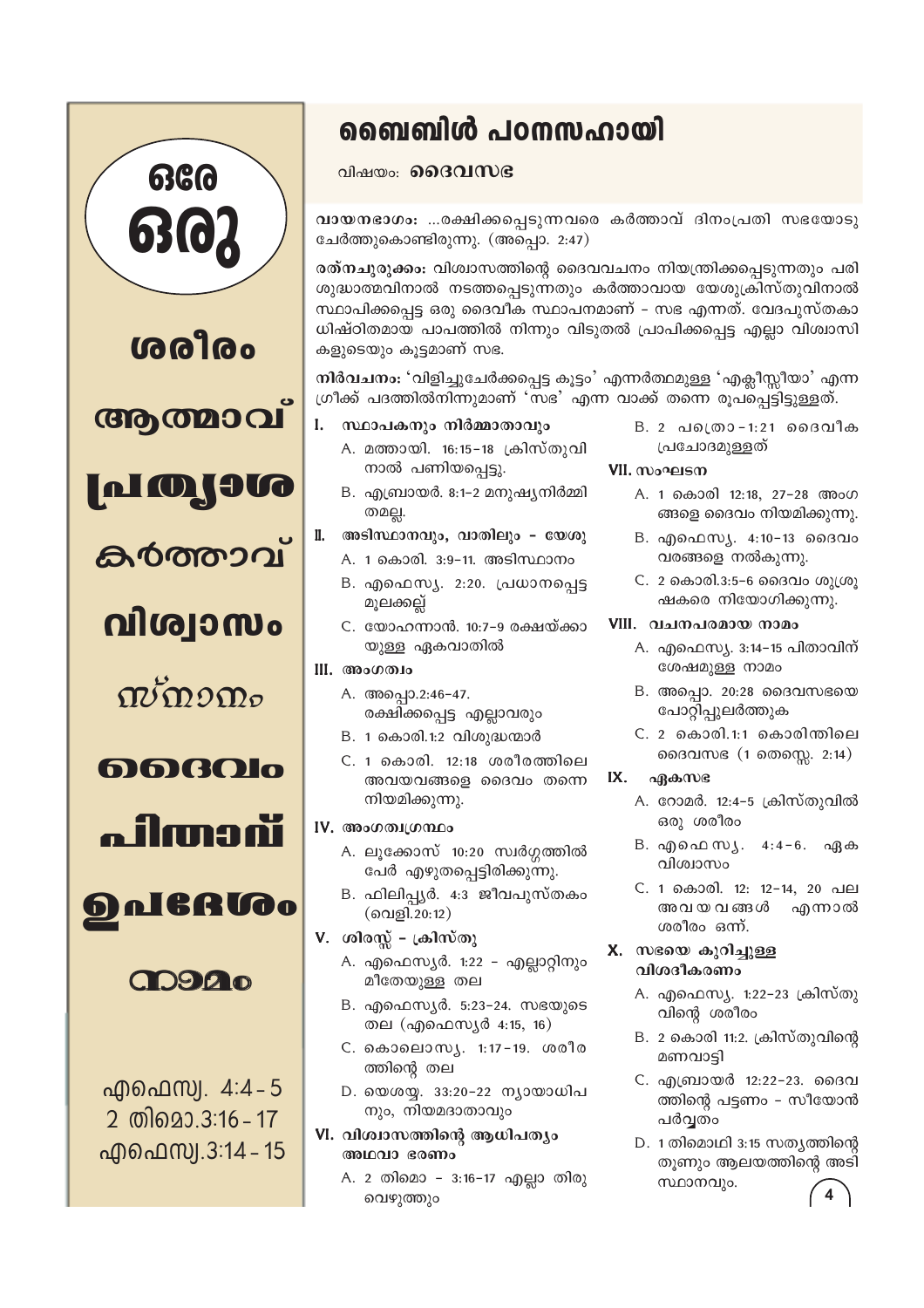# ബൈബിൾ പഠനസഹായി

വിഷയം: **ദൈവസഭ**

**വായനഭാഗം:** ...രക്ഷിക്കപ്പെടുന്നവരെ കർത്താവ് ദിനംപ്രതി സഭയോടു ചേർത്തുകൊണ്ടിരുന്നു. (അപ്പൊ. 2:47)

**രത്നചുരുക്കം:** വിശ്വാസത്തിന്റെ ദൈവവചനം നിയന്ത്രിക്കപ്പെടുന്നതും പരിശുദ്ധാത്മവിനാൽ നടത്തപ്പെടുന്നതും കർത്താവായ യേശുക്രിസ്തുവിനാൽ സ്ഥാപിക്കപ്പെട്ട ഒരു ദൈവീക സ്ഥാപനമാണ് – സഭ എന്നത്. വേദപുസ്തകാധിഷ്ഠിതമായ പാപത്തിൽ നിന്നും വിടുതൽ പ്രാപിക്കപ്പെട്ട എല്ലാ വിശ്വാസികളുടെയും കൂട്ടമാണ് സഭ.

**നിർവചനം:** 'വിളിച്ചുചേർക്കപ്പെട്ട കൂട്ടം' എന്നർത്ഥമുള്ള 'എക്ലീസ്സിയാ' എന്ന ഗ്രീക്ക് പദത്തിൽനിന്നുമാണ് 'സഭ' എന്ന വാക്ക് തന്നെ രൂപപ്പെട്ടിട്ടുള്ളത്.

**I. സ്ഥാപകനും നിർമ്മാതാവും**
- A. മത്തായി. 16:15–18 ക്രിസ്തുവിനാൽ പണിയപ്പെട്ടു.
- B. എബ്രായർ. 8:1–2 മനുഷ്യനിർമ്മിതമല്ല.

**II. അടിസ്ഥാനവും, വാതിലും – യേശു**
- A. 1 കൊരി. 3:9–11. അടിസ്ഥാനം
- B. എഫെസ്യ. 2:20. പ്രധാനപ്പെട്ട മൂലക്കല്ല്
- C. യോഹന്നാൻ. 10:7–9 രക്ഷയ്ക്കായുള്ള ഏകവാതിൽ

**III. അംഗത്വം**
- A. അപ്പൊ.2:46–47. രക്ഷിക്കപ്പെട്ട എല്ലാവരും
- B. 1 കൊരി.1:2 വിശുദ്ധന്മാർ
- C. 1 കൊരി. 12:18 ശരീരത്തിലെ അവയവങ്ങളെ ദൈവം തന്നെ നിയമിക്കുന്നു.

**IV. അംഗത്വഗ്രന്ഥം**
- A. ലൂക്കോസ് 10:20 സ്വർഗ്ഗത്തിൽ പേർ എഴുതപ്പെട്ടിരിക്കുന്നു.
- B. ഫിലിപ്പ്യർ. 4:3 ജീവപുസ്തകം (വെളി.20:12)

**V. ശിരസ്സ് – ക്രിസ്തു**
- A. എഫെസ്യർ. 1:22 – എല്ലാറ്റിനും മീതേയുള്ള തല
- B. എഫെസ്യർ. 5:23–24. സഭയുടെ തല (എഫെസ്യർ 4:15, 16)
- C. കൊലൊസ്യ. 1:17–19. ശരീരത്തിന്റെ തല
- D. യെശയ്യ. 33:20–22 ന്യായാധിപനും, നിയമദാതാവും

**VI. വിശ്വാസത്തിന്റെ ആധിപത്യം അഥവാ ഭരണം**
- A. 2 തിമൊ – 3:16–17 എല്ലാ തിരുവെഴുത്തും
- B. 2 പത്രൊ – 1:21 ദൈവീക പ്രചോദമുള്ളത്

**VII. സംഘടന**
- A. 1 കൊരി 12:18, 27–28 അംഗങ്ങളെ ദൈവം നിയമിക്കുന്നു.
- B. എഫെസ്യ. 4:10–13 ദൈവം വരങ്ങളെ നൽകുന്നു.
- C. 2 കൊരി.3:5–6 ദൈവം ശുശ്രൂഷകരെ നിയോഗിക്കുന്നു.

**VIII. വചനപരമായ നാമം**
- A. എഫെസ്യ. 3:14–15 പിതാവിന് ശേഷമുള്ള നാമം
- B. അപ്പൊ. 20:28 ദൈവസഭയെ പോറ്റിപ്പുലർത്തുക
- C. 2 കൊരി.1:1 കൊരിന്തിലെ ദൈവസഭ (1 തെസ്സ. 2:14)

**IX. ഏകസഭ**
- A. റോമർ. 12:4–5 ക്രിസ്തുവിൽ ഒരു ശരീരം
- B. എഫെസ്യ. 4:4–6. ഏക വിശ്വാസം
- C. 1 കൊരി. 12: 12–14, 20 പല അവയവങ്ങൾ എന്നാൽ ശരീരം ഒന്ന്.

**X. സഭയെ കുറിച്ചുള്ള വിശദീകരണം**
- A. എഫെസ്യ. 1:22–23 ക്രിസ്തുവിന്റെ ശരീരം
- B. 2 കൊരി 11:2. ക്രിസ്തുവിന്റെ മണവാട്ടി
- C. എബ്രായർ 12:22–23. ദൈവത്തിന്റെ പട്ടണം – സീയോൻ പർവ്വതം
- D. 1 തിമൊഥി 3:15 സത്യത്തിന്റെ തൂണും ആലയത്തിന്റെ അടിസ്ഥാനവും.

---

ഒരേ ഒരു

ശരീരം

ആത്മാവ്

പ്രത്യാശ

കർത്താവ്

വിശ്വാസം

സ്നാനം

ദൈവം

പിതാവ്

ഉപദേശം

നാമം

എഫെസ്യ. 4:4 - 5
2 തിമൊ.3:16 - 17
എഫെസ്യ.3:14 - 15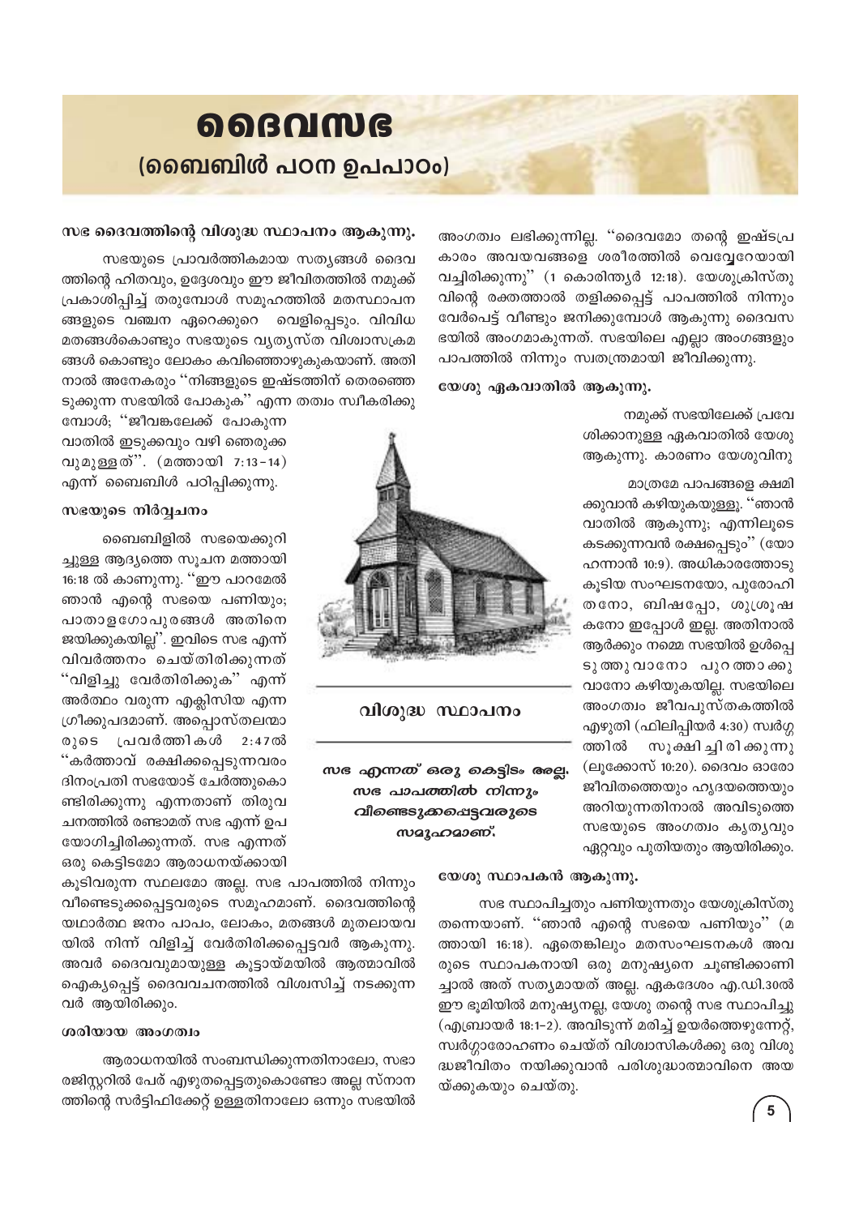# ദൈവസഭ
## (ബൈബിൾ പഠന ഉപപാഠം)

### സഭ ദൈവത്തിന്റെ വിശുദ്ധ സ്ഥാപനം ആകുന്നു.

സഭയുടെ പ്രാവർത്തികമായ സത്യങ്ങൾ ദൈവത്തിന്റെ ഹിതവും, ഉദ്ദേശവും ഈ ജീവിതത്തിൽ നമുക്ക് പ്രകാശിപ്പിച്ച് തരുമ്പോൾ സമൂഹത്തിൽ മതസ്ഥാപനങ്ങളുടെ വഞ്ചന ഏറെക്കുറെ വെളിപ്പെടും. വിവിധ മതങ്ങൾകൊണ്ടും സഭയുടെ വ്യത്യസ്ത വിശ്വാസക്രമങ്ങൾ കൊണ്ടും ലോകം കവിഞ്ഞൊഴുകുകയാണ്. അതിനാൽ അനേകരും "നിങ്ങളുടെ ഇഷ്ടത്തിന് തെരഞ്ഞെടുക്കുന്ന സഭയിൽ പോകുക" എന്ന തത്വം സ്വീകരിക്കുമ്പോൾ; "ജീവങ്കലേക്ക് പോകുന്ന വാതിൽ ഇടുക്കവും വഴി ഞെരുക്കവുമുള്ളത്". (മത്തായി 7:13-14) എന്ന് ബൈബിൾ പഠിപ്പിക്കുന്നു.

### സഭയുടെ നിർവ്വചനം

ബൈബിളിൽ സഭയെക്കുറിച്ചുള്ള ആദ്യത്തെ സൂചന മത്തായി 16:18 ൽ കാണുന്നു. "ഈ പാറമേൽ ഞാൻ എന്റെ സഭയെ പണിയും; പാതാളഗോപുരങ്ങൾ അതിനെ ജയിക്കുകയില്ല". ഇവിടെ സഭ എന്ന് വിവർത്തനം ചെയ്തിരിക്കുന്നത് "വിളിച്ചു വേർതിരിക്കുക" എന്ന് അർത്ഥം വരുന്ന എക്ലിസിയ എന്ന ഗ്രീക്കുപദമാണ്. അപ്പൊസ്തലന്മാരുടെ പ്രവർത്തികൾ 2:47ൽ "കർത്താവ് രക്ഷിക്കപ്പെടുന്നവരം ദിനംപ്രതി സഭയോട് ചേർത്തുകൊണ്ടിരിക്കുന്നു എന്നതാണ് തിരുവചനത്തിൽ രണ്ടാമത് സഭ എന്ന് ഉപയോഗിച്ചിരിക്കുന്നത്. സഭ എന്നത് ഒരു കെട്ടിടമോ ആരാധനയ്ക്കായി കൂടിവരുന്ന സ്ഥലമോ അല്ല. സഭ പാപത്തിൽ നിന്നും വീണ്ടെടുക്കപ്പെട്ടവരുടെ സമൂഹമാണ്. ദൈവത്തിന്റെ യഥാർത്ഥ ജനം പാപം, ലോകം, മതങ്ങൾ മുതലായവയിൽ നിന്ന് വിളിച്ച് വേർതിരിക്കപ്പെട്ടവർ ആകുന്നു. അവർ ദൈവവുമായുള്ള കൂട്ടായ്മയിൽ ആത്മാവിൽ ഐക്യപ്പെട്ട് ദൈവവചനത്തിൽ വിശ്വസിച്ച് നടക്കുന്നവർ ആയിരിക്കും.

### ശരിയായ അംഗത്വം

ആരാധനയിൽ സംബന്ധിക്കുന്നതിനാലോ, സഭാരജിസ്റ്ററിൽ പേര് എഴുതപ്പെട്ടതുകൊണ്ടോ അല്ല സ്നാനത്തിന്റെ സർട്ടിഫിക്കേറ്റ് ഉള്ളതിനാലോ ഒന്നും സഭയിൽ അംഗത്വം ലഭിക്കുന്നില്ല. "ദൈവമോ തന്റെ ഇഷ്ടപ്രകാരം അവയവങ്ങളെ ശരീരത്തിൽ വെവ്വേറെയായി വച്ചിരിക്കുന്നു" (1 കൊരിന്ത്യർ 12:18). യേശുക്രിസ്തുവിന്റെ രക്തത്താൽ തളിക്കപ്പെട്ട് പാപത്തിൽ നിന്നും വേർപെട്ട് വീണ്ടും ജനിക്കുമ്പോൾ ആകുന്നു ദൈവസഭയിൽ അംഗമാകുന്നത്. സഭയിലെ എല്ലാ അംഗങ്ങളും പാപത്തിൽ നിന്നും സ്വതന്ത്രമായി ജീവിക്കുന്നു.

### യേശു ഏകവാതിൽ ആകുന്നു.

നമുക്ക് സഭയിലേക്ക് പ്രവേശിക്കാനുള്ള ഏകവാതിൽ യേശു ആകുന്നു. കാരണം യേശുവിനു മാത്രമേ പാപങ്ങളെ ക്ഷമിക്കുവാൻ കഴിയുകയുള്ളൂ. "ഞാൻ വാതിൽ ആകുന്നു; എന്നിലൂടെ കടക്കുന്നവൻ രക്ഷപ്പെടും" (യോഹന്നാൻ 10:9). അധികാരത്തോടു കൂടിയ സംഘടനയോ, പുരോഹിതനോ, ബിഷപ്പോ, ശുശ്രൂഷകനോ ഇപ്പോൾ ഇല്ല. അതിനാൽ ആർക്കും നമ്മെ സഭയിൽ ഉൾപ്പെടുത്തുവാനോ പുറത്താക്കുവാനോ കഴിയുകയില്ല. സഭയിലെ അംഗത്വം ജീവപുസ്തകത്തിൽ എഴുതി (ഫിലിപ്പിയർ 4:30) സ്വർഗ്ഗത്തിൽ സൂക്ഷിച്ചിരിക്കുന്നു (ലൂക്കോസ് 10:20). ദൈവം ഓരോ ജീവിതത്തെയും ഹൃദയത്തെയും അറിയുന്നതിനാൽ അവിടുത്തെ സഭയുടെ അംഗത്വം കൃത്യവും ഏറ്റവും പുതിയതും ആയിരിക്കും.

വിശുദ്ധ സ്ഥാപനം

***സഭ എന്നത് ഒരു കെട്ടിടം അല്ല, സഭ പാപത്തിൽ നിന്നും വീണ്ടെടുക്കപ്പെട്ടവരുടെ സമൂഹമാണ്.***

### യേശു സ്ഥാപകൻ ആകുന്നു.

സഭ സ്ഥാപിച്ചതും പണിയുന്നതും യേശുക്രിസ്തു തന്നെയാണ്. "ഞാൻ എന്റെ സഭയെ പണിയും" (മത്തായി 16:18). ഏതെങ്കിലും മതസംഘടനകൾ അവരുടെ സ്ഥാപകനായി ഒരു മനുഷ്യനെ ചൂണ്ടിക്കാണിച്ചാൽ അത് സത്യമായത് അല്ല. ഏകദേശം എ.ഡി.30ൽ ഈ ഭൂമിയിൽ മനുഷ്യനല്ല, യേശു തന്റെ സഭ സ്ഥാപിച്ചു (എബ്രായർ 18:1-2). അവിടുന്ന് മരിച്ച് ഉയർത്തെഴുന്നേറ്റ്, സ്വർഗ്ഗാരോഹണം ചെയ്ത് വിശ്വാസികൾക്കു ഒരു വിശുദ്ധജീവിതം നയിക്കുവാൻ പരിശുദ്ധാത്മാവിനെ അയയ്ക്കുകയും ചെയ്തു.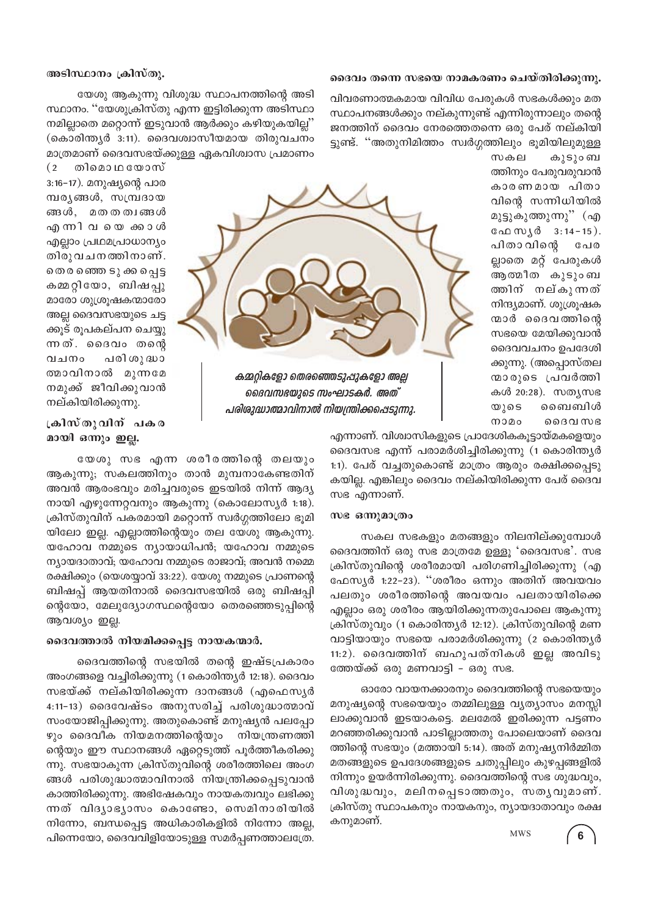### അടിസ്ഥാനം ക്രിസ്തു.

യേശു ആകുന്നു വിശുദ്ധ സ്ഥാപനത്തിന്റെ അടിസ്ഥാനം. "യേശുക്രിസ്തു എന്ന ഇട്ടിരിക്കുന്ന അടിസ്ഥാനമല്ലാതെ മറ്റൊന്ന് ഇടുവാൻ ആർക്കും കഴിയുകയില്ല" (കൊരിന്ത്യർ 3:11). ദൈവശ്വാസീയമായ തിരുവചനം മാത്രമാണ് ദൈവസഭയ്ക്കുള്ള ഏകവിശ്വാസ പ്രമാണം (2 തിമൊഥെയോസ് 3:16-17). മനുഷ്യന്റെ പാരമ്പര്യങ്ങൾ, സമ്പ്രദായങ്ങൾ, മതതത്വങ്ങൾ എന്നിവയെക്കാൾ എല്ലാം പ്രഥമപ്രാധാന്യം തിരുവചനത്തിനാണ്. തെരഞ്ഞെടുക്കപ്പെട്ട കമ്മറ്റിയോ, ബിഷപ്പുമാരോ ശുശ്രൂഷകന്മാരോ അല്ല ദൈവസഭയുടെ ചട്ടക്കൂട് രൂപകല്പന ചെയ്യുന്നത്. ദൈവം തന്റെ വചനം പരിശുദ്ധാത്മാവിനാൽ മുന്നമേ നമുക്ക് ജീവിക്കുവാൻ നല്കിയിരിക്കുന്നു.

### ക്രിസ്തുവിന് പകരമായി ഒന്നും ഇല്ല.

യേശു സഭ എന്ന ശരീരത്തിന്റെ തലയും ആകുന്നു; സകലത്തിനും താൻ മുമ്പനാകേണ്ടതിന് അവൻ ആരംഭവും മരിച്ചവരുടെ ഇടയിൽ നിന്ന് ആദ്യനായി എഴുന്നേറ്റവനും ആകുന്നു (കൊലോസ്യർ 1:18). ക്രിസ്തുവിന് പകരമായി മറ്റൊന്ന് സ്വർഗ്ഗത്തിലോ ഭൂമിയിലോ ഇല്ല. എല്ലാത്തിന്റെയും തല യേശു ആകുന്നു. യഹോവ നമ്മുടെ ന്യായാധിപൻ; യഹോവ നമ്മുടെ ന്യായദാതാവ്; യഹോവ നമ്മുടെ രാജാവ്; അവൻ നമ്മെ രക്ഷിക്കും (യെശയ്യാവ് 33:22). യേശു നമ്മുടെ പ്രാണന്റെ ബിഷപ്പ് ആയതിനാൽ ദൈവസഭയിൽ ഒരു ബിഷപ്പിന്റെയോ, മേലുദ്യോഗസ്ഥന്റെയോ തെരഞ്ഞെടുപ്പിന്റെ ആവശ്യം ഇല്ല.

### ദൈവത്താൽ നിയമിക്കപ്പെട്ട നായകന്മാർ.

ദൈവത്തിന്റെ സഭയിൽ തന്റെ ഇഷ്ടപ്രകാരം അംഗങ്ങളെ വച്ചിരിക്കുന്നു (1 കൊരിന്ത്യർ 12:18). ദൈവം സഭയ്ക്ക് നല്കിയിരിക്കുന്ന ദാനങ്ങൾ (എഫെസ്യർ 4:11-13) ദൈവേഷ്ടം അനുസരിച്ച് പരിശുദ്ധാത്മാവ് സംയോജിപ്പിക്കുന്നു. അതുകൊണ്ട് മനുഷ്യൻ പലപ്പോഴും ദൈവീക നിയമനത്തിന്റെയും നിയന്ത്രണത്തിന്റെയും ഈ സ്ഥാനങ്ങൾ ഏറ്റെടുത്ത് പൂർത്തീകരിക്കുന്നു. സഭയാകുന്ന ക്രിസ്തുവിന്റെ ശരീരത്തിലെ അംഗങ്ങൾ പരിശുദ്ധാത്മാവിനാൽ നിയന്ത്രിക്കപ്പെടുവാൻ കാത്തിരിക്കുന്നു. അഭിഷേകവും നായകത്വവും ലഭിക്കുന്നത് വിദ്യാഭ്യാസം കൊണ്ടോ, സെമിനാരിയിൽ നിന്നോ, ബന്ധപ്പെട്ട അധികാരികളിൽ നിന്നോ അല്ല, പിന്നെയോ, ദൈവവിളിയോടുള്ള സമർപ്പണത്താലത്രേ.

*കമ്മറ്റികളോ തെരഞ്ഞെടുപ്പുകളോ അല്ല ദൈവസഭയുടെ സംഘാടകർ. അത് പരിശുദ്ധാത്മാവിനാൽ നിയന്ത്രിക്കപ്പെടുന്നു.*

### ദൈവം തന്നെ സഭയെ നാമകരണം ചെയ്തിരിക്കുന്നു.

വിവരണാത്മകമായ വിവിധ പേരുകൾ സഭകൾക്കും മത സ്ഥാപനങ്ങൾക്കും നല്കുന്നുണ്ട് എന്നിരുന്നാലും തന്റെ ജനത്തിന് ദൈവം നേരത്തെതന്നെ ഒരു പേര് നല്കിയിട്ടുണ്ട്. "അതുനിമിത്തം സ്വർഗ്ഗത്തിലും ഭൂമിയിലുമുള്ള സകല കുടുംബത്തിനും പേരുവരുവാൻ കാരണമായ പിതാവിന്റെ സന്നിധിയിൽ മുട്ടുകുത്തുന്നു" (എഫേസ്യർ 3:14-15). പിതാവിന്റെ പേരല്ലാതെ മറ്റ് പേരുകൾ ആത്മീക കുടുംബത്തിന് നല്കുന്നത് നിന്ദ്യമാണ്. ശുശ്രൂഷകന്മാർ ദൈവത്തിന്റെ സഭയെ മേയിക്കുവാൻ ദൈവവചനം ഉപദേശിക്കുന്നു. (അപ്പൊസ്തലന്മാരുടെ പ്രവർത്തികൾ 20:28). സത്യസഭയുടെ ബൈബിൾ നാമം ദൈവസഭ എന്നാണ്. വിശ്വാസികളുടെ പ്രാദേശികകൂട്ടായ്മകളെയും ദൈവസഭ എന്ന് പരാമർശിച്ചിരിക്കുന്നു (1 കൊരിന്ത്യർ 1:1). പേര് വച്ചതുകൊണ്ട് മാത്രം ആരും രക്ഷിക്കപ്പെടുകയില്ല. എങ്കിലും ദൈവം നല്കിയിരിക്കുന്ന പേര് ദൈവസഭ എന്നാണ്.

### സഭ ഒന്നുമാത്രം

സകല സഭകളും മതങ്ങളും നിലനില്ക്കുമ്പോൾ ദൈവത്തിന് ഒരു സഭ മാത്രമേ ഉള്ളൂ 'ദൈവസഭ'. സഭ ക്രിസ്തുവിന്റെ ശരീരമായി പരിഗണിച്ചിരിക്കുന്നു (എഫേസ്യർ 1:22-23). "ശരീരം ഒന്നും അതിന് അവയവം പലതും ശരീരത്തിന്റെ അവയവം പലതായിരിക്കെ എല്ലാം ഒരു ശരീരം ആയിരിക്കുന്നതുപോലെ ആകുന്നു ക്രിസ്തുവും (1 കൊരിന്ത്യർ 12:12). ക്രിസ്തുവിന്റെ മണവാട്ടിയായും സഭയെ പരാമർശിക്കുന്നു (2 കൊരിന്ത്യർ 11:2). ദൈവത്തിന് ബഹുപത്നികൾ ഇല്ല അവിടുത്തേയ്ക്ക് ഒരു മണവാട്ടി - ഒരു സഭ.

ഓരോ വായനക്കാരനും ദൈവത്തിന്റെ സഭയെയും മനുഷ്യന്റെ സഭയെയും തമ്മിലുള്ള വ്യത്യാസം മനസ്സിലാക്കുവാൻ ഇടയാകട്ടെ. മലമേൽ ഇരിക്കുന്ന പട്ടണം മറഞ്ഞിരിക്കുവാൻ പാടില്ലാത്തതു പോലെയാണ് ദൈവത്തിന്റെ സഭയും (മത്തായി 5:14). അത് മനുഷ്യനിർമ്മിത മതങ്ങളുടെ ഉപദേശങ്ങളുടെ ചതുപ്പിലും കുഴപ്പങ്ങളിൽ നിന്നും ഉയർന്നിരിക്കുന്നു. ദൈവത്തിന്റെ സഭ ശുദ്ധവും, വിശുദ്ധവും, മലിനപ്പെടാത്തതും, സത്യവുമാണ്. ക്രിസ്തു സ്ഥാപകനും നായകനും, ന്യായദാതാവും രക്ഷകനുമാണ്.

MWS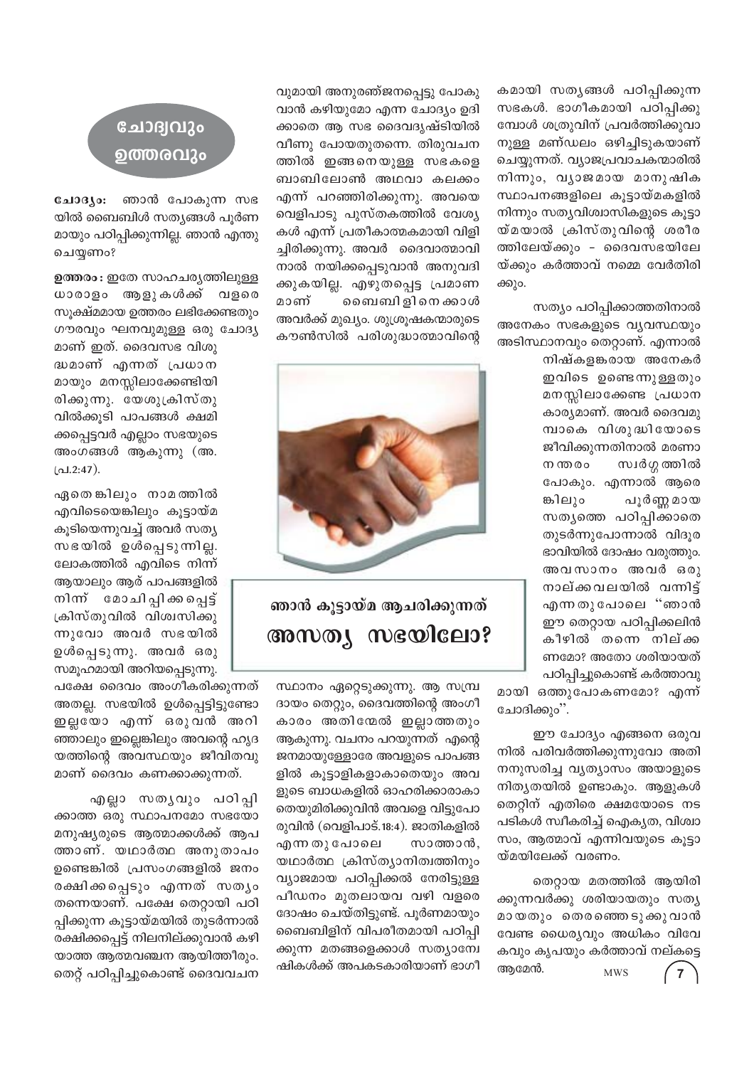## ചോദ്യവും ഉത്തരവും

# ഞാൻ കൂട്ടായ്മ ആചരിക്കുന്നത് അസത്യ സഭയിലോ?

**ചോദ്യം:** ഞാൻ പോകുന്ന സഭയിൽ ബൈബിൾ സത്യങ്ങൾ പൂർണ്ണമായും പഠിപ്പിക്കുന്നില്ല. ഞാൻ എന്തു ചെയ്യണം?

**ഉത്തരം:** ഇതേ സാഹചര്യത്തിലുള്ള ധാരാളം ആളുകൾക്ക് വളരെ സൂക്ഷ്മമായ ഉത്തരം ലഭിക്കേണ്ടതും ഗൗരവും ഘനവുമുള്ള ഒരു ചോദ്യമാണ് ഇത്. ദൈവസഭ വിശുദ്ധമാണ് എന്നത് പ്രധാനമായും മനസ്സിലാക്കേണ്ടിയിരിക്കുന്നു. യേശുക്രിസ്തുവിൽക്കൂടി പാപങ്ങൾ ക്ഷമിക്കപ്പെട്ടവർ എല്ലാം സഭയുടെ അംഗങ്ങൾ ആകുന്നു (അ.പ്ര.2:47).

ഏതെങ്കിലും നാമത്തിൽ എവിടെയെങ്കിലും കൂട്ടായ്മ കൂടിയെന്നുവച്ച് അവർ സത്യസഭയിൽ ഉൾപ്പെടുന്നില്ല. ലോകത്തിൽ എവിടെ നിന്ന് ആയാലും ആര് പാപങ്ങളിൽ നിന്ന് മോചിപ്പിക്കപ്പെട്ട് ക്രിസ്തുവിൽ വിശ്വസിക്കുന്നുവോ അവർ സഭയിൽ ഉൾപ്പെടുന്നു. അവർ ഒരു സമൂഹമായി അറിയപ്പെടുന്നു. പക്ഷേ ദൈവം അംഗീകരിക്കുന്നത് അതല്ല. സഭയിൽ ഉൾപ്പെട്ടിട്ടുണ്ടോ ഇല്ലയോ എന്ന് ഒരുവൻ അറിഞ്ഞാലും ഇല്ലെങ്കിലും അവന്റെ ഹൃദയത്തിന്റെ അവസ്ഥയും ജീവിതവുമാണ് ദൈവം കണക്കാക്കുന്നത്.

എല്ലാ സത്യവും പഠിപ്പിക്കാത്ത ഒരു സ്ഥാപനമോ സഭയോ മനുഷ്യരുടെ ആത്മാക്കൾക്ക് ആപത്താണ്. യഥാർത്ഥ അനുതാപം ഉണ്ടെങ്കിൽ പ്രസംഗങ്ങളിൽ ജനം രക്ഷിക്കപ്പെടും എന്നത് സത്യം തന്നെയാണ്. പക്ഷേ തെറ്റായി പഠിപ്പിക്കുന്ന കൂട്ടായ്മയിൽ തുടർന്നാൽ രക്ഷിക്കപ്പെട്ട് നിലനില്ക്കുവാൻ കഴിയാത്ത ആത്മവഞ്ചന ആയിത്തീരും. തെറ്റ് പഠിപ്പിച്ചുകൊണ്ട് ദൈവവചനവുമായി അനുരഞ്ജനപ്പെട്ടു പോകുവാൻ കഴിയുമോ എന്ന ചോദ്യം ഉദിക്കാതെ ആ സഭ ദൈവദൃഷ്ടിയിൽ വീണു പോയതുതന്നെ. തിരുവചനത്തിൽ ഇങ്ങനെയുള്ള സഭകളെ ബാബിലോൺ അഥവാ കലക്കം എന്ന് പറഞ്ഞിരിക്കുന്നു. അവയെ വെളിപാടു പുസ്തകത്തിൽ വേശ്യകൾ എന്ന് പ്രതീകാത്മകമായി വിളിച്ചിരിക്കുന്നു. അവർ ദൈവാത്മാവിനാൽ നയിക്കപ്പെടുവാൻ അനുവദിക്കുകയില്ല. എഴുതപ്പെട്ട പ്രമാണമാണ് ബൈബിളിനെക്കാൾ അവർക്ക് മുഖ്യം. ശുശ്രൂഷകന്മാരുടെ കൗൺസിൽ പരിശുദ്ധാത്മാവിന്റെ സ്ഥാനം ഏറ്റെടുക്കുന്നു. ആ സമ്പ്രദായം തെറ്റും, ദൈവത്തിന്റെ അംഗീകാരം അതിന്മേൽ ഇല്ലാത്തതും ആകുന്നു. വചനം പറയുന്നത് എന്റെ ജനമായുള്ളോരേ അവളുടെ പാപങ്ങളിൽ കൂട്ടാളികളാകാതെയും അവളുടെ ബാധകളിൽ ഓഹരിക്കാരാകാതെയുമിരിക്കുവിൻ അവളെ വിട്ടുപോരുവിൻ (വെളിപാട്.18:4). ജാതികളിൽ എന്നതുപോലെ സാത്താൻ, യഥാർത്ഥ ക്രിസ്ത്യാനിത്വത്തിനും വ്യാജമായ പഠിപ്പിക്കൽ നേരിട്ടുള്ള പീഡനം മുതലായവ വഴി വളരെ ദോഷം ചെയ്തിട്ടുണ്ട്. പൂർണമായും ബൈബിളിന് വിപരീതമായി പഠിപ്പിക്കുന്ന മതങ്ങളെക്കാൾ സത്യാന്വേഷികൾക്ക് അപകടകാരിയാണ് ഭാഗികമായി സത്യങ്ങൾ പഠിപ്പിക്കുന്ന സഭകൾ. ഭാഗികമായി പഠിപ്പിക്കുമ്പോൾ ശത്രുവിന് പ്രവർത്തിക്കുവാനുള്ള മണ്ഡലം ഒഴിച്ചിടുകയാണ് ചെയ്യുന്നത്. വ്യാജപ്രവാചകന്മാരിൽ നിന്നും, വ്യാജമായ മാനുഷിക സ്ഥാപനങ്ങളിലെ കൂട്ടായ്മകളിൽ നിന്നും സത്യവിശ്വാസികളുടെ കൂട്ടായ്മയാൽ ക്രിസ്തുവിന്റെ ശരീരത്തിലേയ്ക്കും – ദൈവസഭയിലേയ്ക്കും കർത്താവ് നമ്മെ വേർതിരിക്കും.

സത്യം പഠിപ്പിക്കാത്തതിനാൽ അനേകം സഭകളുടെ വ്യവസ്ഥയും അടിസ്ഥാനവും തെറ്റാണ്. എന്നാൽ നിഷ്കളങ്കരായ അനേകർ ഇവിടെ ഉണ്ടെന്നുള്ളതും മനസ്സിലാക്കേണ്ട പ്രധാന കാര്യമാണ്. അവർ ദൈവമുമ്പാകെ വിശുദ്ധിയോടെ ജീവിക്കുന്നതിനാൽ മരണാനന്തരം സ്വർഗ്ഗത്തിൽ പോകും. എന്നാൽ ആരെങ്കിലും പൂർണ്ണമായ സത്യത്തെ പഠിപ്പിക്കാതെ തുടർന്നുപോന്നാൽ വിദൂരഭാവിയിൽ ദോഷം വരുത്തും. അവസാനം അവർ ഒരു നാല്ക്കവലയിൽ വന്നിട്ട് എന്നതുപോലെ "ഞാൻ ഈ തെറ്റായ പഠിപ്പിക്കലിൻ കീഴിൽ തന്നെ നില്ക്കണമോ? അതോ ശരിയായത് പഠിപ്പിച്ചുകൊണ്ട് കർത്താവുമായി ഒത്തുപോകണമോ? എന്ന് ചോദിക്കും".

ഈ ചോദ്യം എങ്ങനെ ഒരുവനിൽ പരിവർത്തിക്കുന്നുവോ അതിനനുസരിച്ച വ്യത്യാസം അയാളുടെ നിത്യതയിൽ ഉണ്ടാകും. ആളുകൾ തെറ്റിന് എതിരെ ക്ഷമയോടെ നടപടികൾ സ്വീകരിച്ച് ഐക്യത, വിശ്വാസം, ആത്മാവ് എന്നിവയുടെ കൂട്ടായ്മയിലേക്ക് വരണം.

തെറ്റായ മതത്തിൽ ആയിരിക്കുന്നവർക്കു ശരിയായതും സത്യമായതും തെരഞ്ഞെടുക്കുവാൻ വേണ്ട ധൈര്യവും അധികം വിവേകവും കൃപയും കർത്താവ് നല്കട്ടെ ആമേൻ.

MWS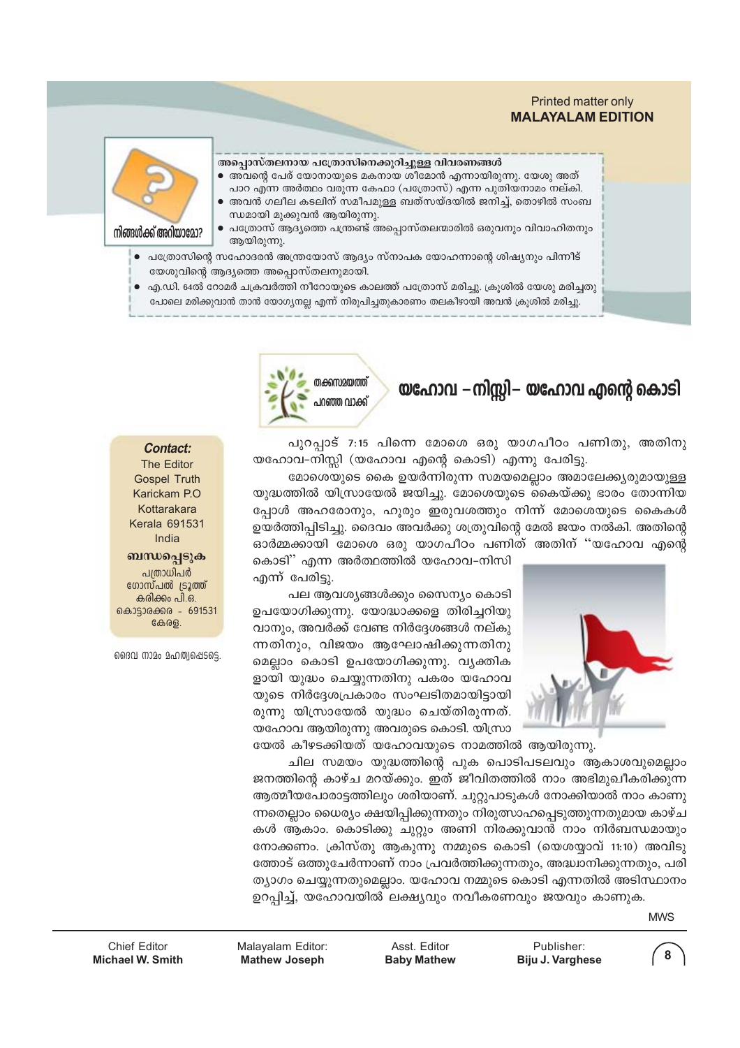Printed matter only
**MALAYALAM EDITION**

നിങ്ങൾക്ക് അറിയാമോ?

**അപ്പൊസ്തലനായ പത്രോസിനെക്കുറിച്ചുള്ള വിവരണങ്ങൾ**

- അവന്റെ പേര് യോനായുടെ മകനായ ശീമോൻ എന്നായിരുന്നു. യേശു അത് പാറ എന്ന അർത്ഥം വരുന്ന കേഫാ (പത്രോസ്) എന്ന പുതിയനാമം നല്കി.
- അവൻ ഗലീല കടലിന് സമീപമുള്ള ബത്സയ്ദയിൽ ജനിച്ച്, തൊഴിൽ സംബന്ധമായി മുക്കുവൻ ആയിരുന്നു.
- പത്രോസ് ആദ്യത്തെ പന്ത്രണ്ട് അപ്പൊസ്തലന്മാരിൽ ഒരുവനും വിവാഹിതനും ആയിരുന്നു.
- പത്രോസിന്റെ സഹോദരൻ അന്ത്രയോസ് ആദ്യം സ്നാപക യോഹന്നാന്റെ ശിഷ്യനും പിന്നീട് യേശുവിന്റെ ആദ്യത്തെ അപ്പൊസ്തലനുമായി.
- എ.ഡി. 64ൽ റോമർ ചക്രവർത്തി നീറോയുടെ കാലത്ത് പത്രോസ് മരിച്ചു. ക്രൂശിൽ യേശു മരിച്ചതു പോലെ മരിക്കുവാൻ താൻ യോഗ്യനല്ല എന്ന് നിരൂപിച്ചതുകാരണം തലകീഴായി അവൻ ക്രൂശിൽ മരിച്ചു.

തക്കസമയത്ത് പറഞ്ഞ വാക്ക്

## യഹോവ –നിസ്സി– യഹോവ എന്റെ കൊടി

പുറപ്പാട് 7:15 പിന്നെ മോശെ ഒരു യാഗപീഠം പണിതു, അതിനു യഹോവ-നിസ്സി (യഹോവ എന്റെ കൊടി) എന്നു പേരിട്ടു.

മോശെയുടെ കൈ ഉയർന്നിരുന്ന സമയമെല്ലാം അമാലേക്ക്യരുമായുള്ള യുദ്ധത്തിൽ യിസ്രായേൽ ജയിച്ചു. മോശെയുടെ കൈയ്ക്കു ഭാരം തോന്നിയപ്പോൾ അഹരോനും, ഹൂരും ഇരുവശത്തും നിന്ന് മോശെയുടെ കൈകൾ ഉയർത്തിപ്പിടിച്ചു. ദൈവം അവർക്കു ശത്രുവിന്റെ മേൽ ജയം നൽകി. അതിന്റെ ഓർമ്മക്കായി മോശെ ഒരു യാഗപീഠം പണിത് അതിന് "യഹോവ എന്റെ കൊടി" എന്ന അർത്ഥത്തിൽ യഹോവ-നിസി എന്ന് പേരിട്ടു.

പല ആവശ്യങ്ങൾക്കും സൈന്യം കൊടി ഉപയോഗിക്കുന്നു. യോദ്ധാക്കളെ തിരിച്ചറിയുവാനും, അവർക്ക് വേണ്ട നിർദ്ദേശങ്ങൾ നല്കുന്നതിനും, വിജയം ആഘോഷിക്കുന്നതിനുമെല്ലാം കൊടി ഉപയോഗിക്കുന്നു. വ്യക്തികളായി യുദ്ധം ചെയ്യുന്നതിനു പകരം യഹോവയുടെ നിർദ്ദേശപ്രകാരം സംഘടിതമായിട്ടായിരുന്നു യിസ്രായേൽ യുദ്ധം ചെയ്തിരുന്നത്. യഹോവ ആയിരുന്നു അവരുടെ കൊടി. യിസ്രായേൽ കീഴടക്കിയത് യഹോവയുടെ നാമത്തിൽ ആയിരുന്നു.

ചില സമയം യുദ്ധത്തിന്റെ പുക പൊടിപടലവും ആകാശവുമെല്ലാം ജനത്തിന്റെ കാഴ്ച മറയ്ക്കും. ഇത് ജീവിതത്തിൽ നാം അഭിമുഖീകരിക്കുന്ന ആത്മീയപോരാട്ടത്തിലും ശരിയാണ്. ചുറ്റുപാടുകൾ നോക്കിയാൽ നാം കാണുന്നതെല്ലാം ധൈര്യം ക്ഷയിപ്പിക്കുന്നതും നിരുത്സാഹപ്പെടുത്തുന്നതുമായ കാഴ്ചകൾ ആകാം. കൊടിക്കു ചുറ്റും അണി നിരക്കുവാൻ നാം നിർബന്ധമായും നോക്കണം. ക്രിസ്തു ആകുന്നു നമ്മുടെ കൊടി (യെശയ്യാവ് 11:10) അവിടുത്തോട് ഒത്തുചേർന്നാണ് നാം പ്രവർത്തിക്കുന്നതും, അദ്ധ്വാനിക്കുന്നതും, പരിത്യാഗം ചെയ്യുന്നതുമെല്ലാം. യഹോവ നമ്മുടെ കൊടി എന്നതിൽ അടിസ്ഥാനം ഉറപ്പിച്ച്, യഹോവയിൽ ലക്ഷ്യവും നവീകരണവും ജയവും കാണുക.

MWS

***Contact:***
The Editor
Gospel Truth
Karickam P.O
Kottarakara
Kerala 691531
India

**ബന്ധപ്പെടുക**
പത്രാധിപർ
ഗോസ്പൽ ട്രൂത്ത്
കരിക്കം പി.ഒ.
കൊട്ടാരക്കര - 691531
കേരള.

ദൈവ നാമം മഹത്വപ്പെടട്ടെ.

Chief Editor
**Michael W. Smith**

Malayalam Editor:
**Mathew Joseph**

Asst. Editor
**Baby Mathew**

Publisher:
**Biju J. Varghese**